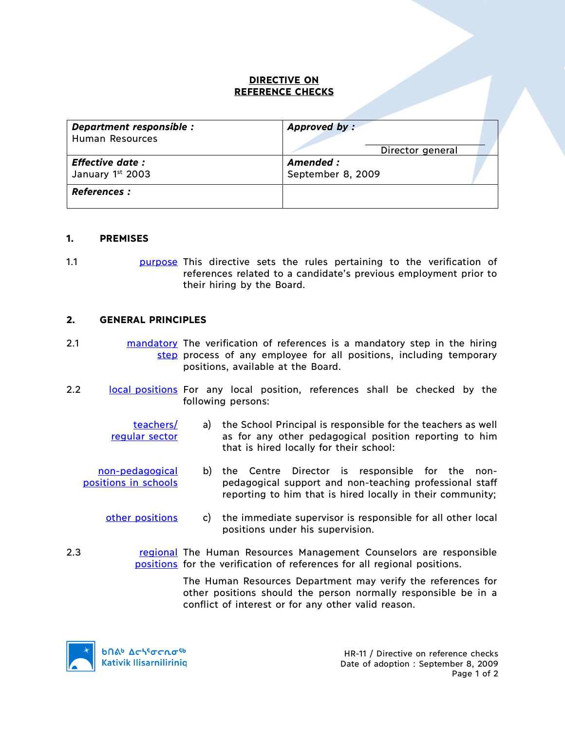# DIRECTIVE ON REFERENCE CHECKS

| ***Department responsible :*** Human Resources | ***Approved by :*** Director general |
|---|---|
| ***Effective date :*** January 1st 2003 | ***Amended :*** September 8, 2009 |
| ***References :*** | |

## 1. PREMISES

1.1 purpose — This directive sets the rules pertaining to the verification of references related to a candidate's previous employment prior to their hiring by the Board.

## 2. GENERAL PRINCIPLES

2.1 mandatory step — The verification of references is a mandatory step in the hiring process of any employee for all positions, including temporary positions, available at the Board.

2.2 local positions — For any local position, references shall be checked by the following persons:

teachers/ regular sector — a) the School Principal is responsible for the teachers as well as for any other pedagogical position reporting to him that is hired locally for their school:

non-pedagogical positions in schools — b) the Centre Director is responsible for the non-pedagogical support and non-teaching professional staff reporting to him that is hired locally in their community;

other positions — c) the immediate supervisor is responsible for all other local positions under his supervision.

2.3 regional positions — The Human Resources Management Counselors are responsible for the verification of references for all regional positions.

The Human Resources Department may verify the references for other positions should the person normally responsible be in a conflict of interest or for any other valid reason.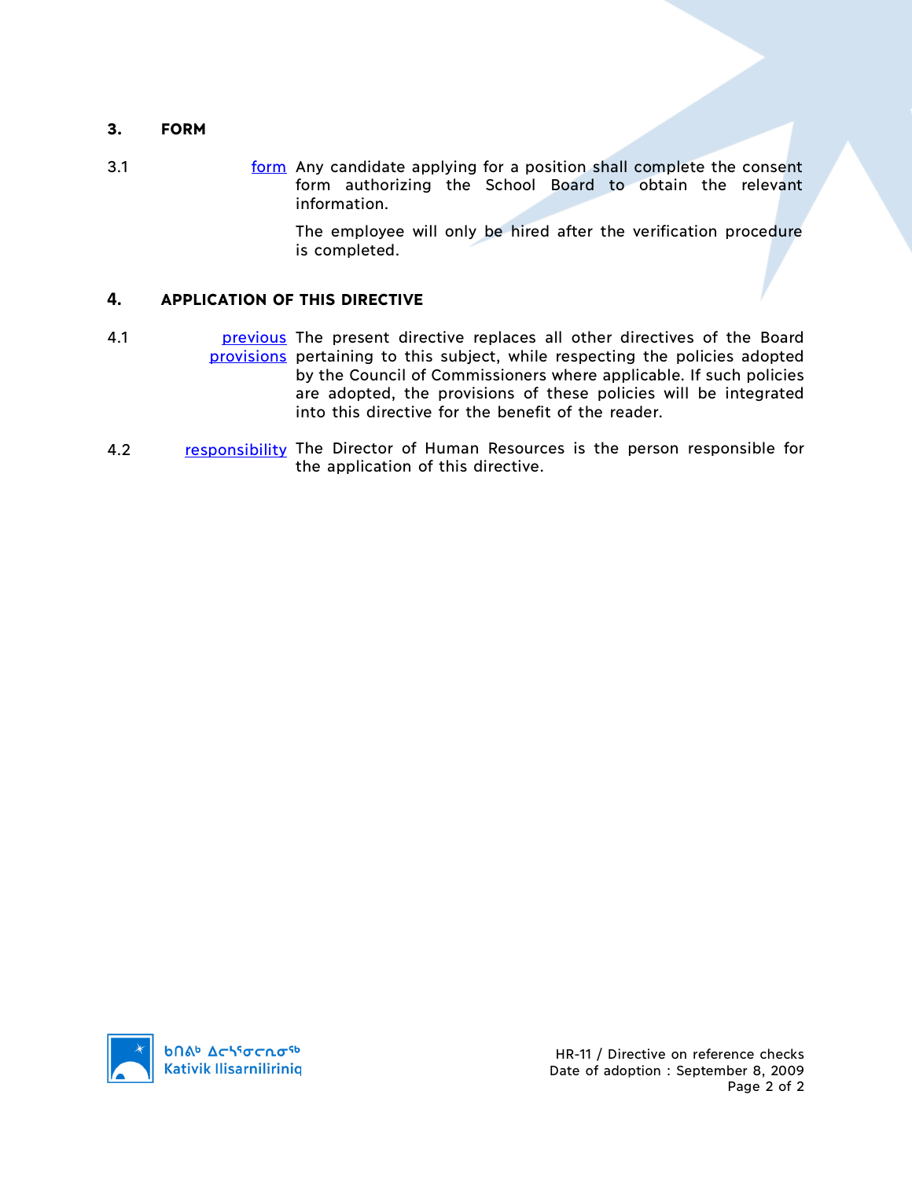## 3. FORM

3.1 form — Any candidate applying for a position shall complete the consent form authorizing the School Board to obtain the relevant information.

The employee will only be hired after the verification procedure is completed.

## 4. APPLICATION OF THIS DIRECTIVE

4.1 previous provisions — The present directive replaces all other directives of the Board pertaining to this subject, while respecting the policies adopted by the Council of Commissioners where applicable. If such policies are adopted, the provisions of these policies will be integrated into this directive for the benefit of the reader.

4.2 responsibility — The Director of Human Resources is the person responsible for the application of this directive.